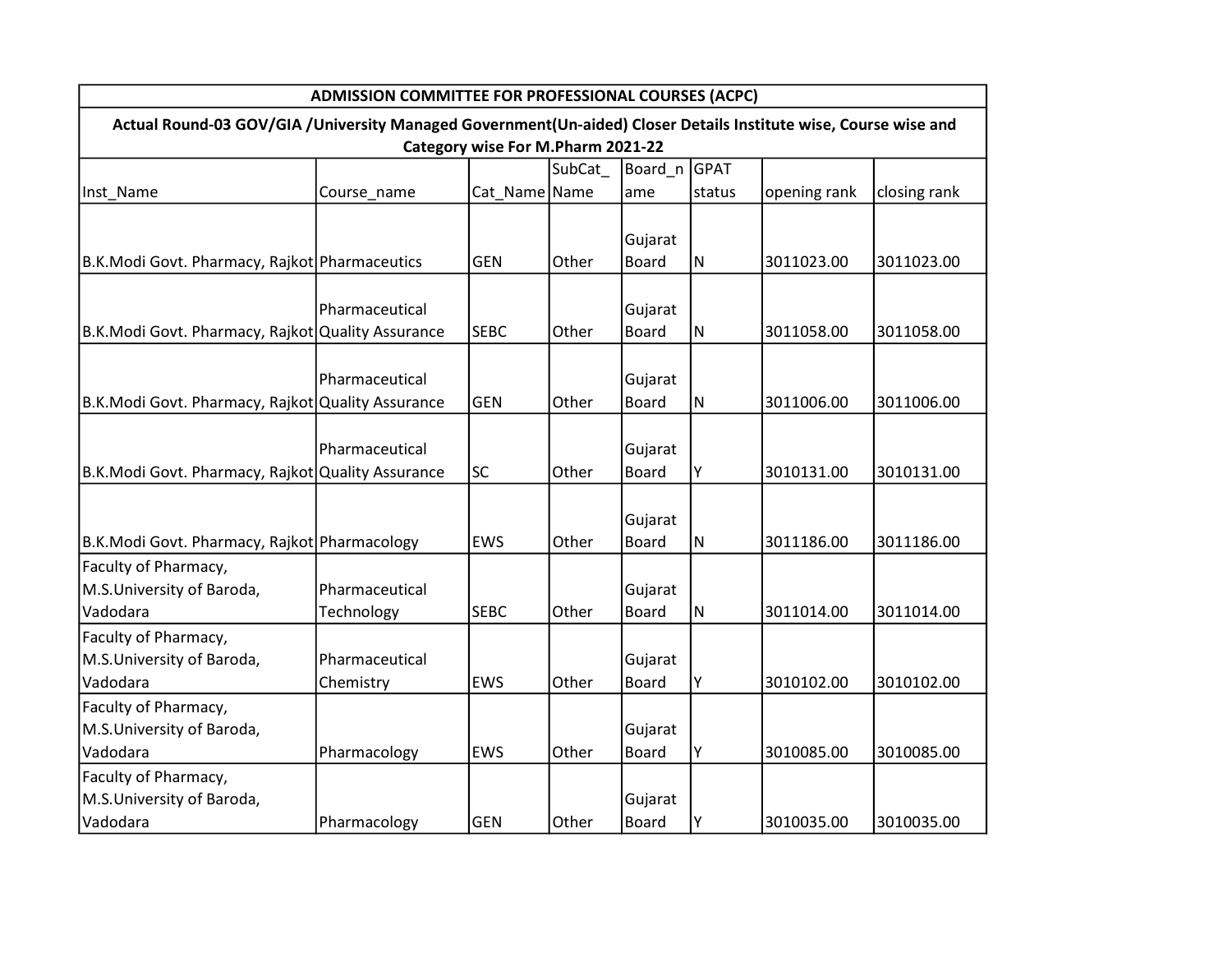| ADMISSION COMMITTEE FOR PROFESSIONAL COURSES (ACPC) | | | | | | | |
|---|---|---|---|---|---|---|---|
| Actual Round-03 GOV/GIA /University Managed Government(Un-aided) Closer Details Institute wise, Course wise and Category wise For M.Pharm 2021-22 | | | | | | | |
| Inst_Name | Course_name | Cat_Name | SubCat_Name | Board_name | GPAT status | opening rank | closing rank |
| B.K.Modi Govt. Pharmacy, Rajkot | Pharmaceutics | GEN | Other | Gujarat Board | N | 3011023.00 | 3011023.00 |
| B.K.Modi Govt. Pharmacy, Rajkot | Pharmaceutical Quality Assurance | SEBC | Other | Gujarat Board | N | 3011058.00 | 3011058.00 |
| B.K.Modi Govt. Pharmacy, Rajkot | Pharmaceutical Quality Assurance | GEN | Other | Gujarat Board | N | 3011006.00 | 3011006.00 |
| B.K.Modi Govt. Pharmacy, Rajkot | Pharmaceutical Quality Assurance | SC | Other | Gujarat Board | Y | 3010131.00 | 3010131.00 |
| B.K.Modi Govt. Pharmacy, Rajkot | Pharmacology | EWS | Other | Gujarat Board | N | 3011186.00 | 3011186.00 |
| Faculty of Pharmacy, M.S.University of Baroda, Vadodara | Pharmaceutical Technology | SEBC | Other | Gujarat Board | N | 3011014.00 | 3011014.00 |
| Faculty of Pharmacy, M.S.University of Baroda, Vadodara | Pharmaceutical Chemistry | EWS | Other | Gujarat Board | Y | 3010102.00 | 3010102.00 |
| Faculty of Pharmacy, M.S.University of Baroda, Vadodara | Pharmacology | EWS | Other | Gujarat Board | Y | 3010085.00 | 3010085.00 |
| Faculty of Pharmacy, M.S.University of Baroda, Vadodara | Pharmacology | GEN | Other | Gujarat Board | Y | 3010035.00 | 3010035.00 |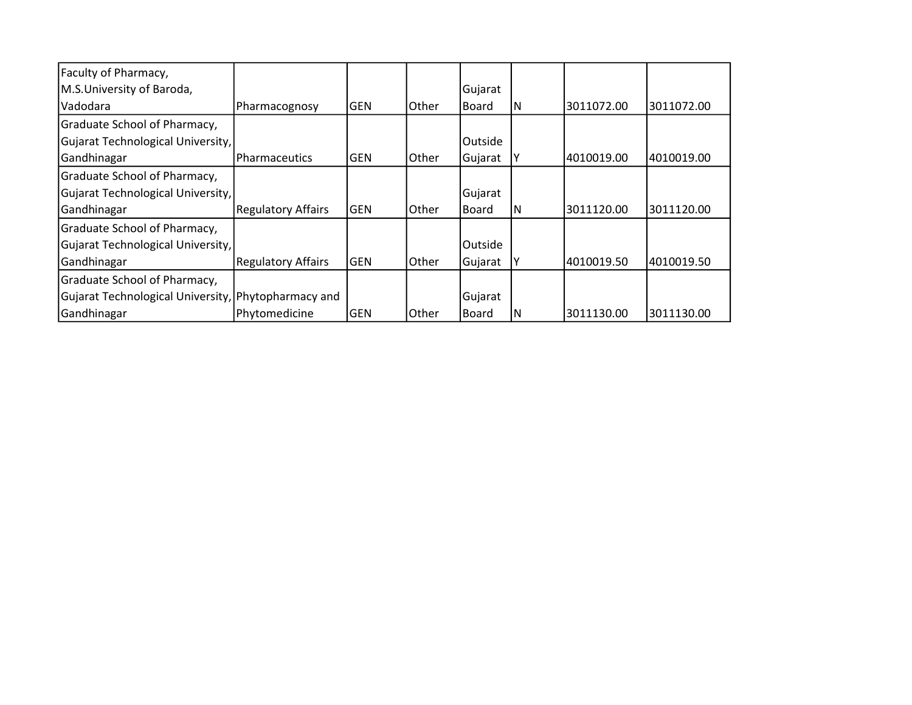| | | | | | | | |
|---|---|---|---|---|---|---|---|
| Faculty of Pharmacy, M.S.University of Baroda, Vadodara | Pharmacognosy | GEN | Other | Gujarat Board | N | 3011072.00 | 3011072.00 |
| Graduate School of Pharmacy, Gujarat Technological University, Gandhinagar | Pharmaceutics | GEN | Other | Outside Gujarat | Y | 4010019.00 | 4010019.00 |
| Graduate School of Pharmacy, Gujarat Technological University, Gandhinagar | Regulatory Affairs | GEN | Other | Gujarat Board | N | 3011120.00 | 3011120.00 |
| Graduate School of Pharmacy, Gujarat Technological University, Gandhinagar | Regulatory Affairs | GEN | Other | Outside Gujarat | Y | 4010019.50 | 4010019.50 |
| Graduate School of Pharmacy, Gujarat Technological University, Gandhinagar | Phytopharmacy and Phytomedicine | GEN | Other | Gujarat Board | N | 3011130.00 | 3011130.00 |